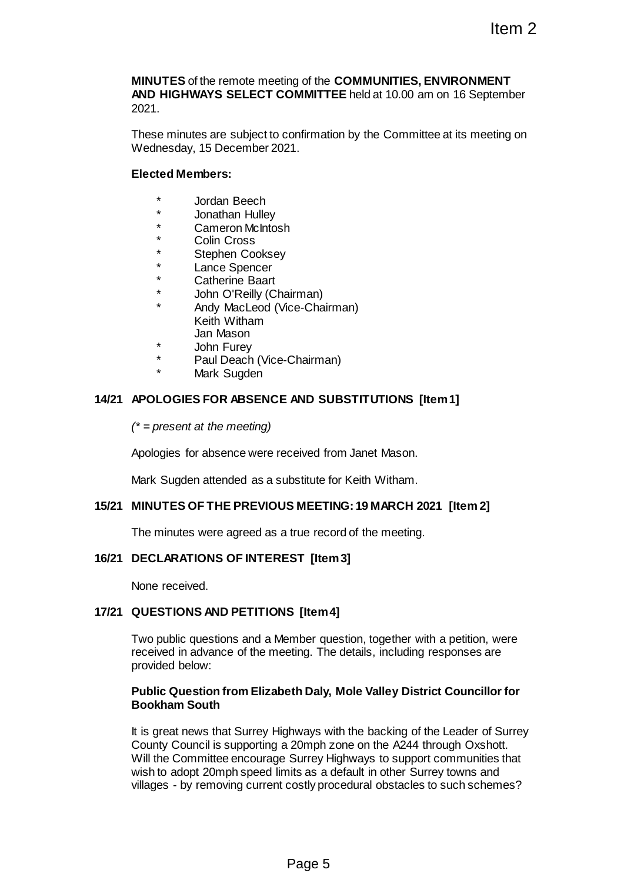**MINUTES** of the remote meeting of the **COMMUNITIES, ENVIRONMENT AND HIGHWAYS SELECT COMMITTEE** held at 10.00 am on 16 September 2021.

These minutes are subject to confirmation by the Committee at its meeting on Wednesday, 15 December 2021.

**Elected Members:**

- \* Jordan Beech
- \* Jonathan Hulley
- \* Cameron McIntosh
- \* Colin Cross
- \* Stephen Cooksey
- \* Lance Spencer
- \* Catherine Baart
- \* John O'Reilly (Chairman)
- \* Andy MacLeod (Vice-Chairman)
- Keith Witham
- Jan Mason
- \* John Furey
- \* Paul Deach (Vice-Chairman)
- \* Mark Sugden

## 14/21 APOLOGIES FOR ABSENCE AND SUBSTITUTIONS [Item 1]

*(\* = present at the meeting)*

Apologies for absence were received from Janet Mason.

Mark Sugden attended as a substitute for Keith Witham.

## 15/21 MINUTES OF THE PREVIOUS MEETING: 19 MARCH 2021 [Item 2]

The minutes were agreed as a true record of the meeting.

## 16/21 DECLARATIONS OF INTEREST [Item 3]

None received.

## 17/21 QUESTIONS AND PETITIONS [Item 4]

Two public questions and a Member question, together with a petition, were received in advance of the meeting. The details, including responses are provided below:

**Public Question from Elizabeth Daly, Mole Valley District Councillor for Bookham South**

It is great news that Surrey Highways with the backing of the Leader of Surrey County Council is supporting a 20mph zone on the A244 through Oxshott. Will the Committee encourage Surrey Highways to support communities that wish to adopt 20mph speed limits as a default in other Surrey towns and villages - by removing current costly procedural obstacles to such schemes?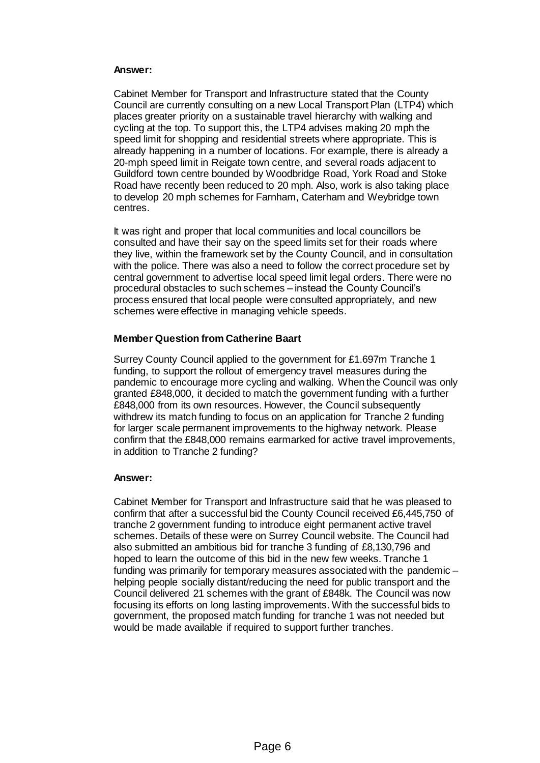**Answer:**

Cabinet Member for Transport and Infrastructure stated that the County Council are currently consulting on a new Local Transport Plan (LTP4) which places greater priority on a sustainable travel hierarchy with walking and cycling at the top. To support this, the LTP4 advises making 20 mph the speed limit for shopping and residential streets where appropriate. This is already happening in a number of locations. For example, there is already a 20-mph speed limit in Reigate town centre, and several roads adjacent to Guildford town centre bounded by Woodbridge Road, York Road and Stoke Road have recently been reduced to 20 mph. Also, work is also taking place to develop 20 mph schemes for Farnham, Caterham and Weybridge town centres.

It was right and proper that local communities and local councillors be consulted and have their say on the speed limits set for their roads where they live, within the framework set by the County Council, and in consultation with the police. There was also a need to follow the correct procedure set by central government to advertise local speed limit legal orders. There were no procedural obstacles to such schemes – instead the County Council's process ensured that local people were consulted appropriately, and new schemes were effective in managing vehicle speeds.

**Member Question from Catherine Baart**

Surrey County Council applied to the government for £1.697m Tranche 1 funding, to support the rollout of emergency travel measures during the pandemic to encourage more cycling and walking. When the Council was only granted £848,000, it decided to match the government funding with a further £848,000 from its own resources. However, the Council subsequently withdrew its match funding to focus on an application for Tranche 2 funding for larger scale permanent improvements to the highway network. Please confirm that the £848,000 remains earmarked for active travel improvements, in addition to Tranche 2 funding?

**Answer:**

Cabinet Member for Transport and Infrastructure said that he was pleased to confirm that after a successful bid the County Council received £6,445,750 of tranche 2 government funding to introduce eight permanent active travel schemes. Details of these were on Surrey Council website. The Council had also submitted an ambitious bid for tranche 3 funding of £8,130,796 and hoped to learn the outcome of this bid in the new few weeks. Tranche 1 funding was primarily for temporary measures associated with the pandemic – helping people socially distant/reducing the need for public transport and the Council delivered 21 schemes with the grant of £848k. The Council was now focusing its efforts on long lasting improvements. With the successful bids to government, the proposed match funding for tranche 1 was not needed but would be made available if required to support further tranches.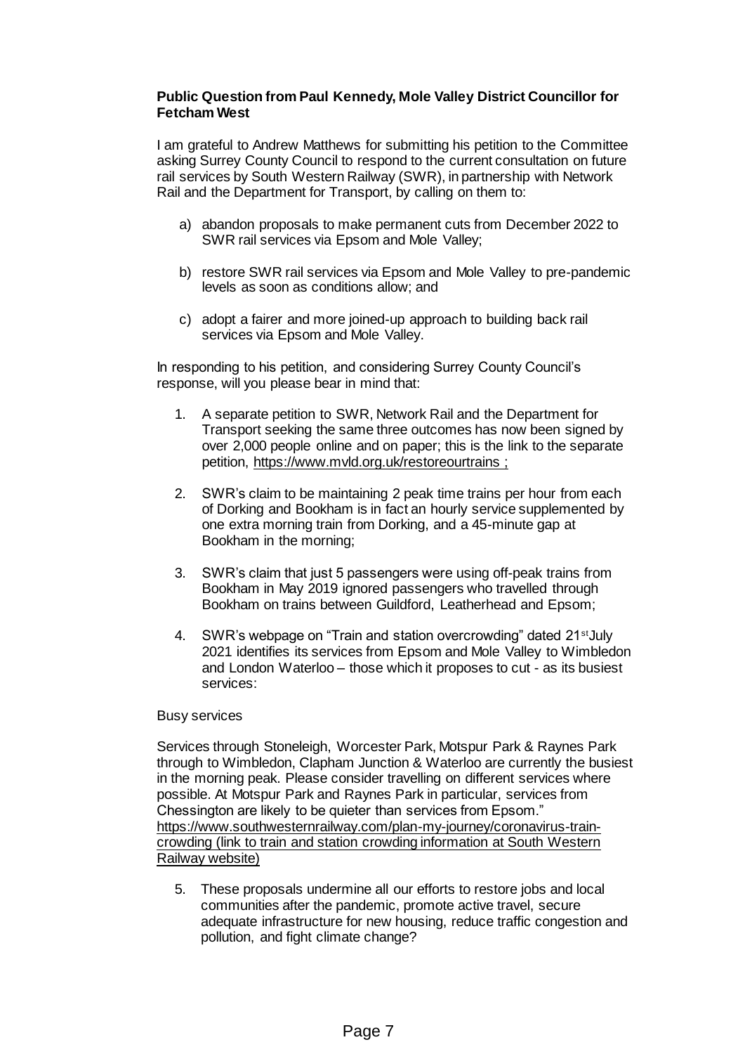**Public Question from Paul Kennedy, Mole Valley District Councillor for Fetcham West**

I am grateful to Andrew Matthews for submitting his petition to the Committee asking Surrey County Council to respond to the current consultation on future rail services by South Western Railway (SWR), in partnership with Network Rail and the Department for Transport, by calling on them to:

a) abandon proposals to make permanent cuts from December 2022 to SWR rail services via Epsom and Mole Valley;

b) restore SWR rail services via Epsom and Mole Valley to pre-pandemic levels as soon as conditions allow; and

c) adopt a fairer and more joined-up approach to building back rail services via Epsom and Mole Valley.

In responding to his petition, and considering Surrey County Council's response, will you please bear in mind that:

1. A separate petition to SWR, Network Rail and the Department for Transport seeking the same three outcomes has now been signed by over 2,000 people online and on paper; this is the link to the separate petition, https://www.mvld.org.uk/restoreourtrains ;

2. SWR's claim to be maintaining 2 peak time trains per hour from each of Dorking and Bookham is in fact an hourly service supplemented by one extra morning train from Dorking, and a 45-minute gap at Bookham in the morning;

3. SWR's claim that just 5 passengers were using off-peak trains from Bookham in May 2019 ignored passengers who travelled through Bookham on trains between Guildford, Leatherhead and Epsom;

4. SWR's webpage on "Train and station overcrowding" dated 21st July 2021 identifies its services from Epsom and Mole Valley to Wimbledon and London Waterloo – those which it proposes to cut - as its busiest services:

Busy services

Services through Stoneleigh, Worcester Park, Motspur Park & Raynes Park through to Wimbledon, Clapham Junction & Waterloo are currently the busiest in the morning peak. Please consider travelling on different services where possible. At Motspur Park and Raynes Park in particular, services from Chessington are likely to be quieter than services from Epsom."
https://www.southwesternrailway.com/plan-my-journey/coronavirus-train-crowding (link to train and station crowding information at South Western Railway website)

5. These proposals undermine all our efforts to restore jobs and local communities after the pandemic, promote active travel, secure adequate infrastructure for new housing, reduce traffic congestion and pollution, and fight climate change?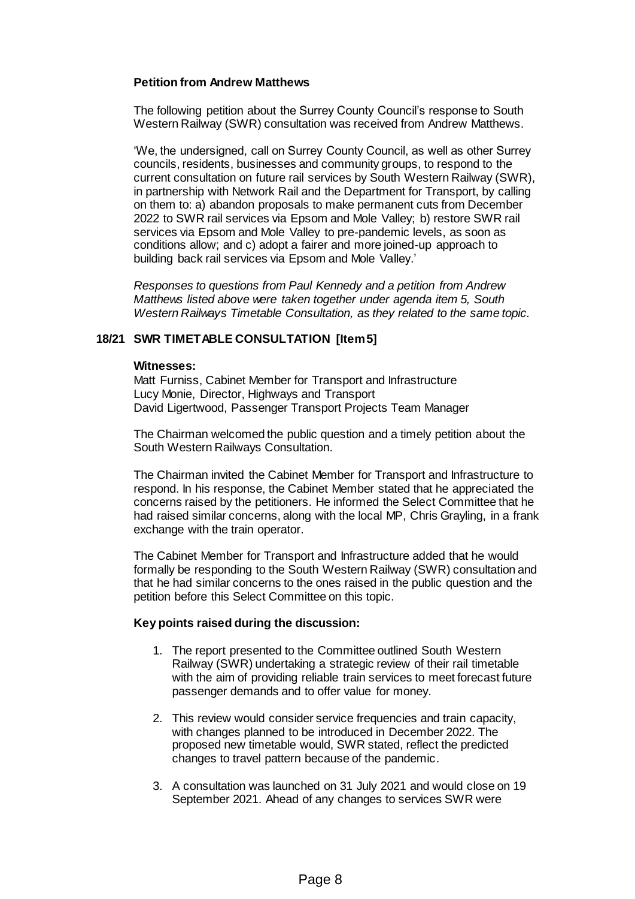**Petition from Andrew Matthews**

The following petition about the Surrey County Council's response to South Western Railway (SWR) consultation was received from Andrew Matthews.

'We, the undersigned, call on Surrey County Council, as well as other Surrey councils, residents, businesses and community groups, to respond to the current consultation on future rail services by South Western Railway (SWR), in partnership with Network Rail and the Department for Transport, by calling on them to: a) abandon proposals to make permanent cuts from December 2022 to SWR rail services via Epsom and Mole Valley; b) restore SWR rail services via Epsom and Mole Valley to pre-pandemic levels, as soon as conditions allow; and c) adopt a fairer and more joined-up approach to building back rail services via Epsom and Mole Valley.'

*Responses to questions from Paul Kennedy and a petition from Andrew Matthews listed above were taken together under agenda item 5, South Western Railways Timetable Consultation, as they related to the same topic.*

## 18/21 SWR TIMETABLE CONSULTATION [Item 5]

**Witnesses:**

Matt Furniss, Cabinet Member for Transport and Infrastructure
Lucy Monie, Director, Highways and Transport
David Ligertwood, Passenger Transport Projects Team Manager

The Chairman welcomed the public question and a timely petition about the South Western Railways Consultation.

The Chairman invited the Cabinet Member for Transport and Infrastructure to respond. In his response, the Cabinet Member stated that he appreciated the concerns raised by the petitioners. He informed the Select Committee that he had raised similar concerns, along with the local MP, Chris Grayling, in a frank exchange with the train operator.

The Cabinet Member for Transport and Infrastructure added that he would formally be responding to the South Western Railway (SWR) consultation and that he had similar concerns to the ones raised in the public question and the petition before this Select Committee on this topic.

**Key points raised during the discussion:**

1. The report presented to the Committee outlined South Western Railway (SWR) undertaking a strategic review of their rail timetable with the aim of providing reliable train services to meet forecast future passenger demands and to offer value for money.

2. This review would consider service frequencies and train capacity, with changes planned to be introduced in December 2022. The proposed new timetable would, SWR stated, reflect the predicted changes to travel pattern because of the pandemic.

3. A consultation was launched on 31 July 2021 and would close on 19 September 2021. Ahead of any changes to services SWR were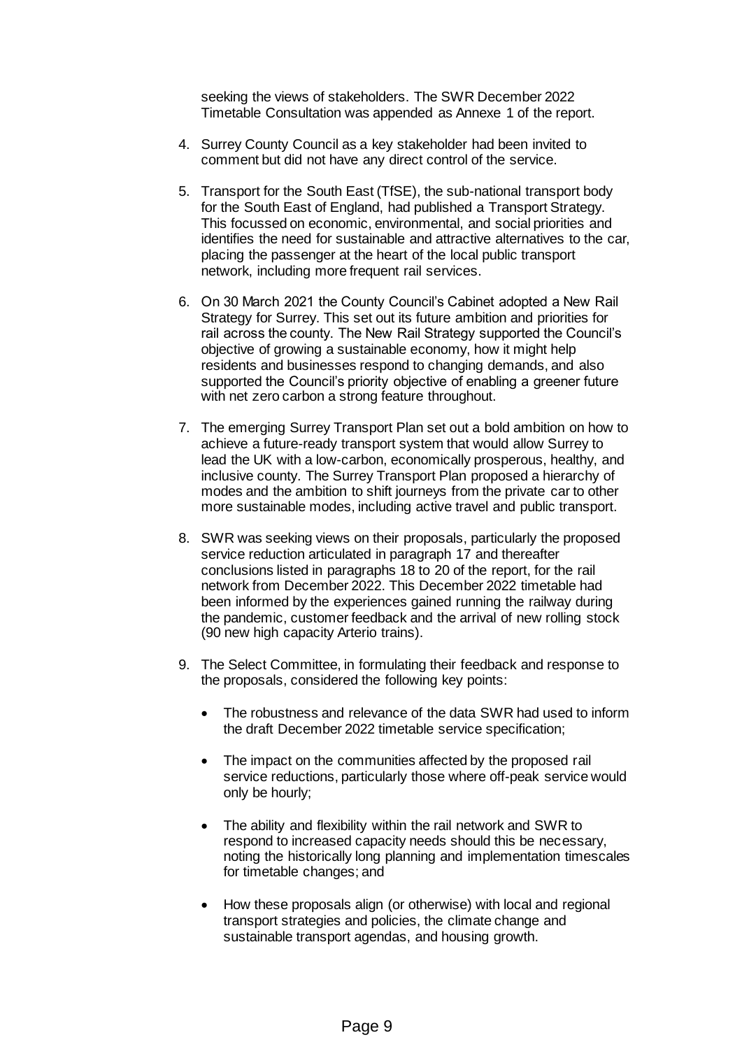seeking the views of stakeholders. The SWR December 2022 Timetable Consultation was appended as Annexe 1 of the report.

4. Surrey County Council as a key stakeholder had been invited to comment but did not have any direct control of the service.

5. Transport for the South East (TfSE), the sub-national transport body for the South East of England, had published a Transport Strategy. This focussed on economic, environmental, and social priorities and identifies the need for sustainable and attractive alternatives to the car, placing the passenger at the heart of the local public transport network, including more frequent rail services.

6. On 30 March 2021 the County Council's Cabinet adopted a New Rail Strategy for Surrey. This set out its future ambition and priorities for rail across the county. The New Rail Strategy supported the Council's objective of growing a sustainable economy, how it might help residents and businesses respond to changing demands, and also supported the Council's priority objective of enabling a greener future with net zero carbon a strong feature throughout.

7. The emerging Surrey Transport Plan set out a bold ambition on how to achieve a future-ready transport system that would allow Surrey to lead the UK with a low-carbon, economically prosperous, healthy, and inclusive county. The Surrey Transport Plan proposed a hierarchy of modes and the ambition to shift journeys from the private car to other more sustainable modes, including active travel and public transport.

8. SWR was seeking views on their proposals, particularly the proposed service reduction articulated in paragraph 17 and thereafter conclusions listed in paragraphs 18 to 20 of the report, for the rail network from December 2022. This December 2022 timetable had been informed by the experiences gained running the railway during the pandemic, customer feedback and the arrival of new rolling stock (90 new high capacity Arterio trains).

9. The Select Committee, in formulating their feedback and response to the proposals, considered the following key points:

   - The robustness and relevance of the data SWR had used to inform the draft December 2022 timetable service specification;

   - The impact on the communities affected by the proposed rail service reductions, particularly those where off-peak service would only be hourly;

   - The ability and flexibility within the rail network and SWR to respond to increased capacity needs should this be necessary, noting the historically long planning and implementation timescales for timetable changes; and

   - How these proposals align (or otherwise) with local and regional transport strategies and policies, the climate change and sustainable transport agendas, and housing growth.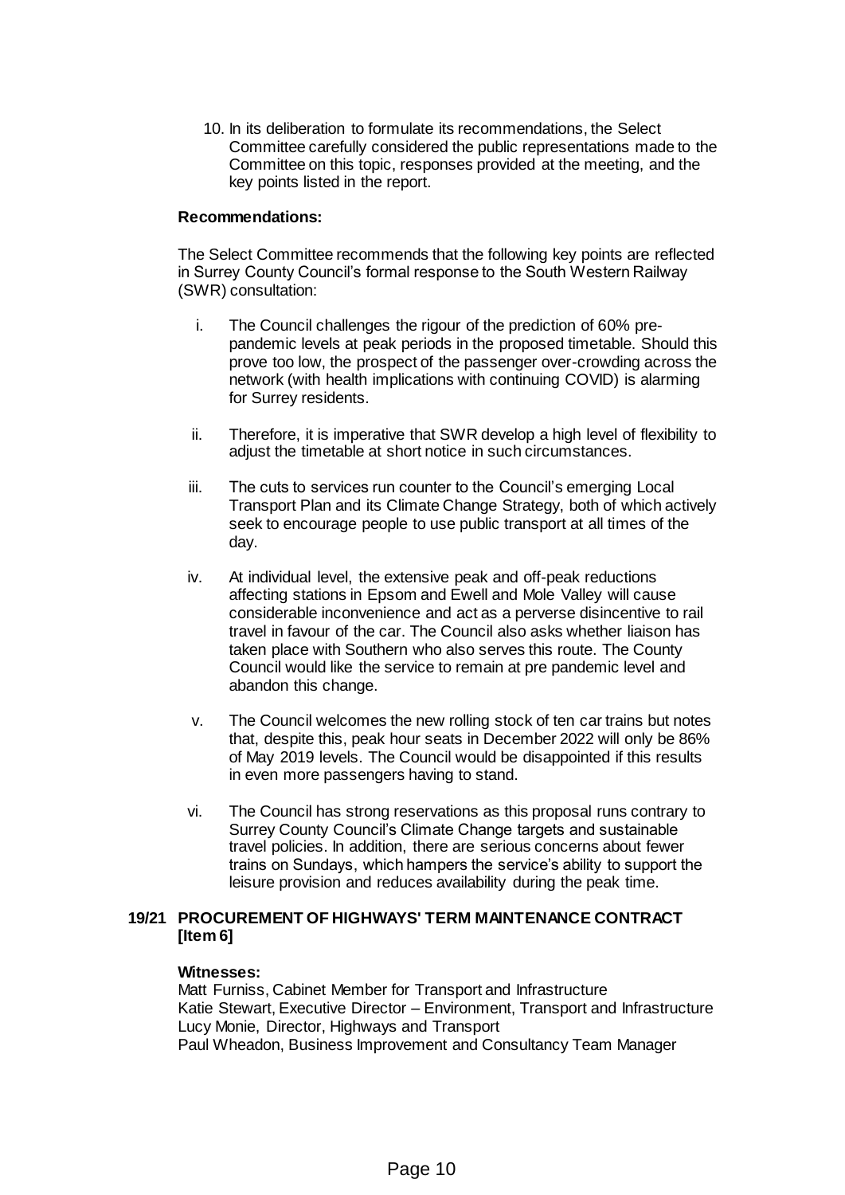10. In its deliberation to formulate its recommendations, the Select Committee carefully considered the public representations made to the Committee on this topic, responses provided at the meeting, and the key points listed in the report.

**Recommendations:**

The Select Committee recommends that the following key points are reflected in Surrey County Council's formal response to the South Western Railway (SWR) consultation:

i. The Council challenges the rigour of the prediction of 60% pre-pandemic levels at peak periods in the proposed timetable. Should this prove too low, the prospect of the passenger over-crowding across the network (with health implications with continuing COVID) is alarming for Surrey residents.

ii. Therefore, it is imperative that SWR develop a high level of flexibility to adjust the timetable at short notice in such circumstances.

iii. The cuts to services run counter to the Council's emerging Local Transport Plan and its Climate Change Strategy, both of which actively seek to encourage people to use public transport at all times of the day.

iv. At individual level, the extensive peak and off-peak reductions affecting stations in Epsom and Ewell and Mole Valley will cause considerable inconvenience and act as a perverse disincentive to rail travel in favour of the car. The Council also asks whether liaison has taken place with Southern who also serves this route. The County Council would like the service to remain at pre pandemic level and abandon this change.

v. The Council welcomes the new rolling stock of ten car trains but notes that, despite this, peak hour seats in December 2022 will only be 86% of May 2019 levels. The Council would be disappointed if this results in even more passengers having to stand.

vi. The Council has strong reservations as this proposal runs contrary to Surrey County Council's Climate Change targets and sustainable travel policies. In addition, there are serious concerns about fewer trains on Sundays, which hampers the service's ability to support the leisure provision and reduces availability during the peak time.

## 19/21 PROCUREMENT OF HIGHWAYS' TERM MAINTENANCE CONTRACT [Item 6]

**Witnesses:**

Matt Furniss, Cabinet Member for Transport and Infrastructure
Katie Stewart, Executive Director – Environment, Transport and Infrastructure
Lucy Monie, Director, Highways and Transport
Paul Wheadon, Business Improvement and Consultancy Team Manager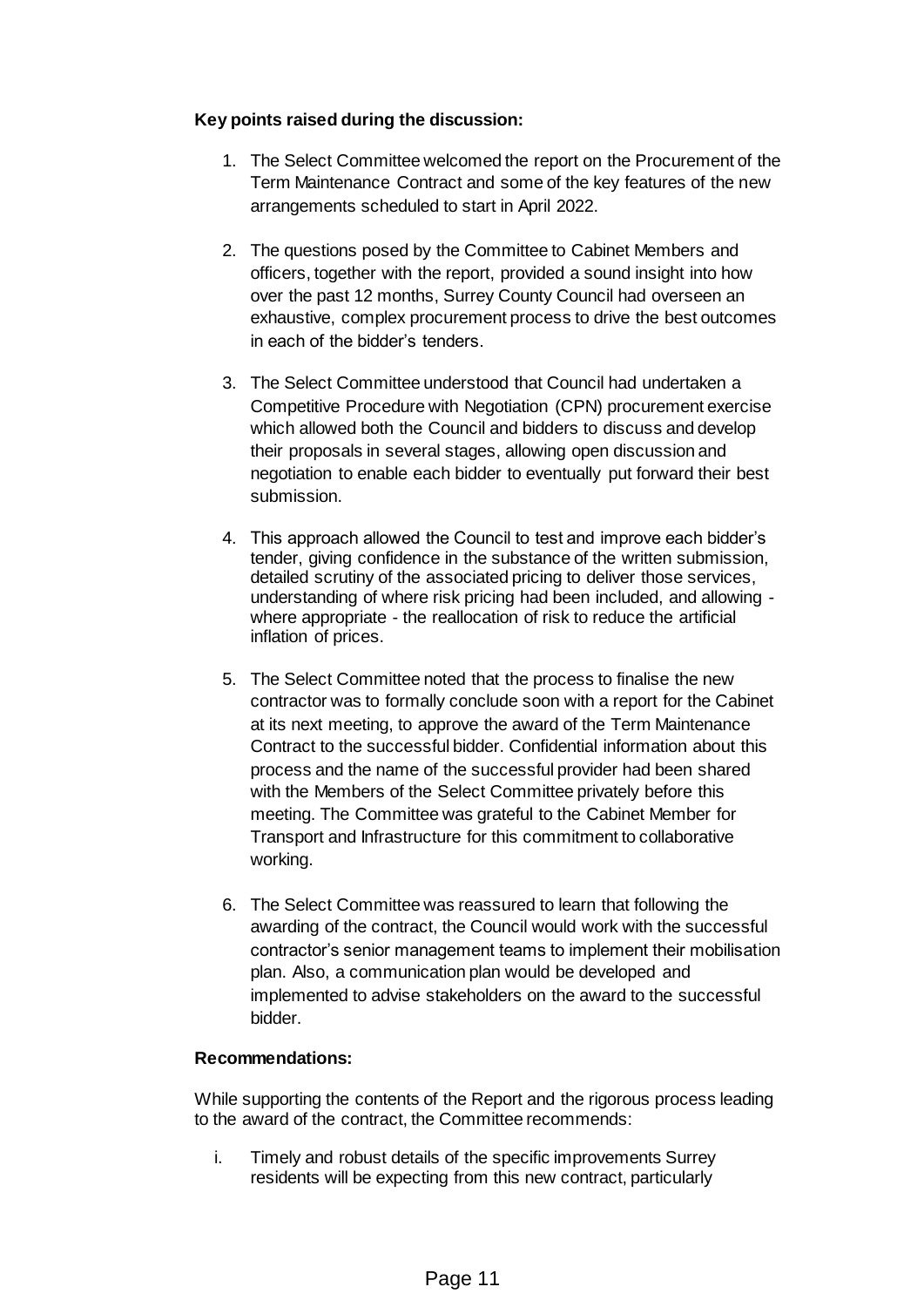**Key points raised during the discussion:**

1. The Select Committee welcomed the report on the Procurement of the Term Maintenance Contract and some of the key features of the new arrangements scheduled to start in April 2022.

2. The questions posed by the Committee to Cabinet Members and officers, together with the report, provided a sound insight into how over the past 12 months, Surrey County Council had overseen an exhaustive, complex procurement process to drive the best outcomes in each of the bidder's tenders.

3. The Select Committee understood that Council had undertaken a Competitive Procedure with Negotiation (CPN) procurement exercise which allowed both the Council and bidders to discuss and develop their proposals in several stages, allowing open discussion and negotiation to enable each bidder to eventually put forward their best submission.

4. This approach allowed the Council to test and improve each bidder's tender, giving confidence in the substance of the written submission, detailed scrutiny of the associated pricing to deliver those services, understanding of where risk pricing had been included, and allowing - where appropriate - the reallocation of risk to reduce the artificial inflation of prices.

5. The Select Committee noted that the process to finalise the new contractor was to formally conclude soon with a report for the Cabinet at its next meeting, to approve the award of the Term Maintenance Contract to the successful bidder. Confidential information about this process and the name of the successful provider had been shared with the Members of the Select Committee privately before this meeting. The Committee was grateful to the Cabinet Member for Transport and Infrastructure for this commitment to collaborative working.

6. The Select Committee was reassured to learn that following the awarding of the contract, the Council would work with the successful contractor's senior management teams to implement their mobilisation plan. Also, a communication plan would be developed and implemented to advise stakeholders on the award to the successful bidder.

**Recommendations:**

While supporting the contents of the Report and the rigorous process leading to the award of the contract, the Committee recommends:

i. Timely and robust details of the specific improvements Surrey residents will be expecting from this new contract, particularly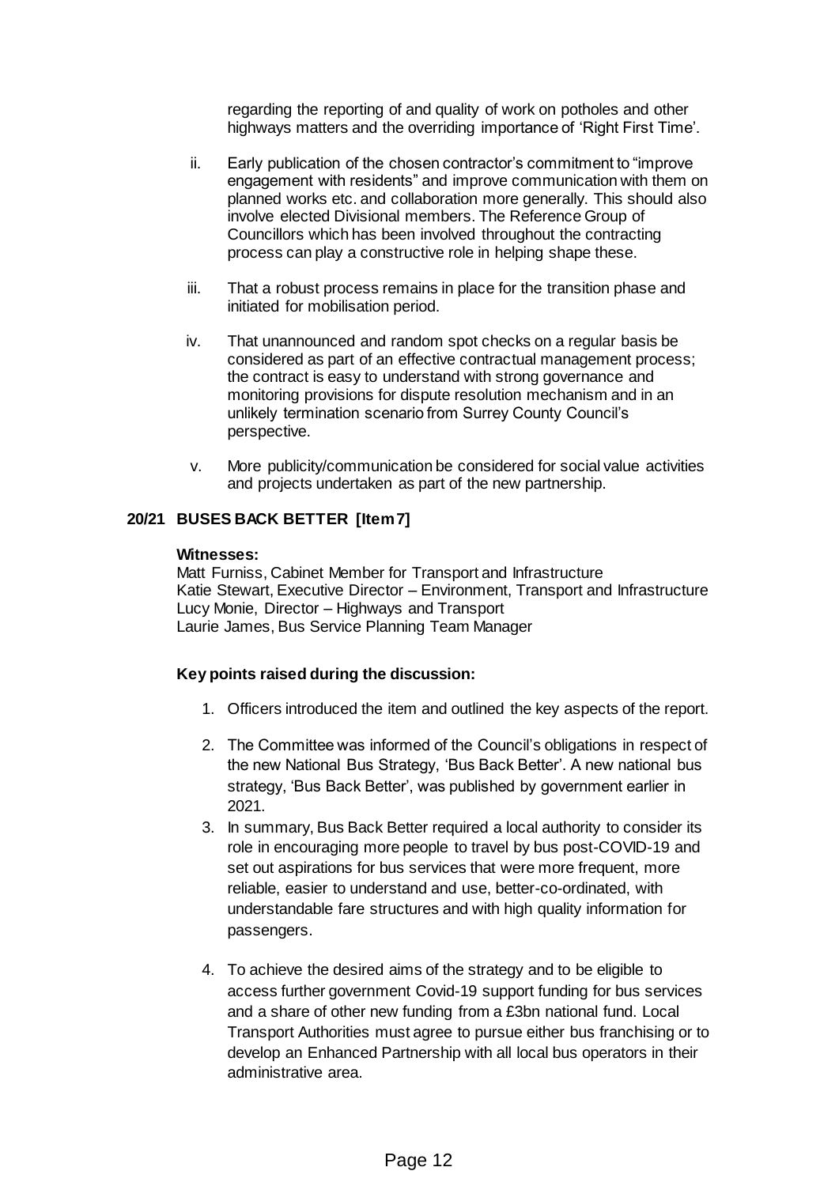regarding the reporting of and quality of work on potholes and other highways matters and the overriding importance of 'Right First Time'.

ii. Early publication of the chosen contractor's commitment to "improve engagement with residents" and improve communication with them on planned works etc. and collaboration more generally. This should also involve elected Divisional members. The Reference Group of Councillors which has been involved throughout the contracting process can play a constructive role in helping shape these.

iii. That a robust process remains in place for the transition phase and initiated for mobilisation period.

iv. That unannounced and random spot checks on a regular basis be considered as part of an effective contractual management process; the contract is easy to understand with strong governance and monitoring provisions for dispute resolution mechanism and in an unlikely termination scenario from Surrey County Council's perspective.

v. More publicity/communication be considered for social value activities and projects undertaken as part of the new partnership.

**20/21 BUSES BACK BETTER [Item 7]**

**Witnesses:**
Matt Furniss, Cabinet Member for Transport and Infrastructure
Katie Stewart, Executive Director – Environment, Transport and Infrastructure
Lucy Monie, Director – Highways and Transport
Laurie James, Bus Service Planning Team Manager

**Key points raised during the discussion:**

1. Officers introduced the item and outlined the key aspects of the report.

2. The Committee was informed of the Council's obligations in respect of the new National Bus Strategy, 'Bus Back Better'. A new national bus strategy, 'Bus Back Better', was published by government earlier in 2021.

3. In summary, Bus Back Better required a local authority to consider its role in encouraging more people to travel by bus post-COVID-19 and set out aspirations for bus services that were more frequent, more reliable, easier to understand and use, better-co-ordinated, with understandable fare structures and with high quality information for passengers.

4. To achieve the desired aims of the strategy and to be eligible to access further government Covid-19 support funding for bus services and a share of other new funding from a £3bn national fund. Local Transport Authorities must agree to pursue either bus franchising or to develop an Enhanced Partnership with all local bus operators in their administrative area.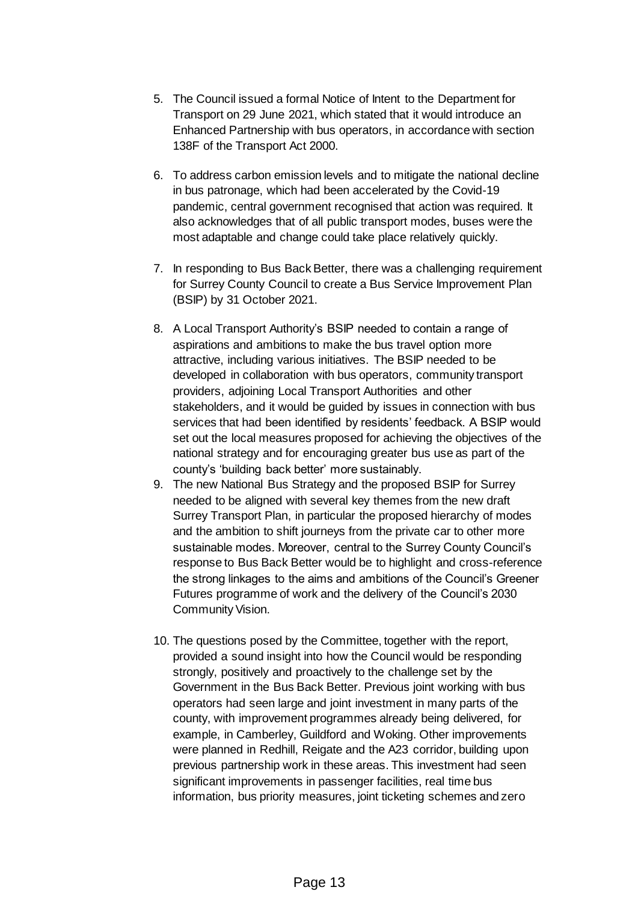5. The Council issued a formal Notice of Intent to the Department for Transport on 29 June 2021, which stated that it would introduce an Enhanced Partnership with bus operators, in accordance with section 138F of the Transport Act 2000.

6. To address carbon emission levels and to mitigate the national decline in bus patronage, which had been accelerated by the Covid-19 pandemic, central government recognised that action was required. It also acknowledges that of all public transport modes, buses were the most adaptable and change could take place relatively quickly.

7. In responding to Bus Back Better, there was a challenging requirement for Surrey County Council to create a Bus Service Improvement Plan (BSIP) by 31 October 2021.

8. A Local Transport Authority's BSIP needed to contain a range of aspirations and ambitions to make the bus travel option more attractive, including various initiatives. The BSIP needed to be developed in collaboration with bus operators, community transport providers, adjoining Local Transport Authorities and other stakeholders, and it would be guided by issues in connection with bus services that had been identified by residents' feedback. A BSIP would set out the local measures proposed for achieving the objectives of the national strategy and for encouraging greater bus use as part of the county's 'building back better' more sustainably.

9. The new National Bus Strategy and the proposed BSIP for Surrey needed to be aligned with several key themes from the new draft Surrey Transport Plan, in particular the proposed hierarchy of modes and the ambition to shift journeys from the private car to other more sustainable modes. Moreover, central to the Surrey County Council's response to Bus Back Better would be to highlight and cross-reference the strong linkages to the aims and ambitions of the Council's Greener Futures programme of work and the delivery of the Council's 2030 Community Vision.

10. The questions posed by the Committee, together with the report, provided a sound insight into how the Council would be responding strongly, positively and proactively to the challenge set by the Government in the Bus Back Better. Previous joint working with bus operators had seen large and joint investment in many parts of the county, with improvement programmes already being delivered, for example, in Camberley, Guildford and Woking. Other improvements were planned in Redhill, Reigate and the A23 corridor, building upon previous partnership work in these areas. This investment had seen significant improvements in passenger facilities, real time bus information, bus priority measures, joint ticketing schemes and zero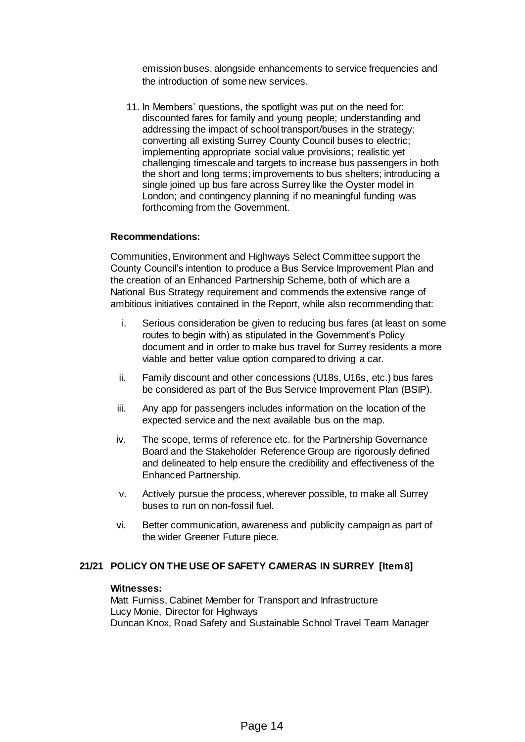emission buses, alongside enhancements to service frequencies and the introduction of some new services.

11. In Members' questions, the spotlight was put on the need for: discounted fares for family and young people; understanding and addressing the impact of school transport/buses in the strategy; converting all existing Surrey County Council buses to electric; implementing appropriate social value provisions; realistic yet challenging timescale and targets to increase bus passengers in both the short and long terms; improvements to bus shelters; introducing a single joined up bus fare across Surrey like the Oyster model in London; and contingency planning if no meaningful funding was forthcoming from the Government.

**Recommendations:**

Communities, Environment and Highways Select Committee support the County Council's intention to produce a Bus Service Improvement Plan and the creation of an Enhanced Partnership Scheme, both of which are a National Bus Strategy requirement and commends the extensive range of ambitious initiatives contained in the Report, while also recommending that:

i. Serious consideration be given to reducing bus fares (at least on some routes to begin with) as stipulated in the Government's Policy document and in order to make bus travel for Surrey residents a more viable and better value option compared to driving a car.

ii. Family discount and other concessions (U18s, U16s, etc.) bus fares be considered as part of the Bus Service Improvement Plan (BSIP).

iii. Any app for passengers includes information on the location of the expected service and the next available bus on the map.

iv. The scope, terms of reference etc. for the Partnership Governance Board and the Stakeholder Reference Group are rigorously defined and delineated to help ensure the credibility and effectiveness of the Enhanced Partnership.

v. Actively pursue the process, wherever possible, to make all Surrey buses to run on non-fossil fuel.

vi. Better communication, awareness and publicity campaign as part of the wider Greener Future piece.

## 21/21 POLICY ON THE USE OF SAFETY CAMERAS IN SURREY [Item 8]

**Witnesses:**

Matt Furniss, Cabinet Member for Transport and Infrastructure
Lucy Monie, Director for Highways
Duncan Knox, Road Safety and Sustainable School Travel Team Manager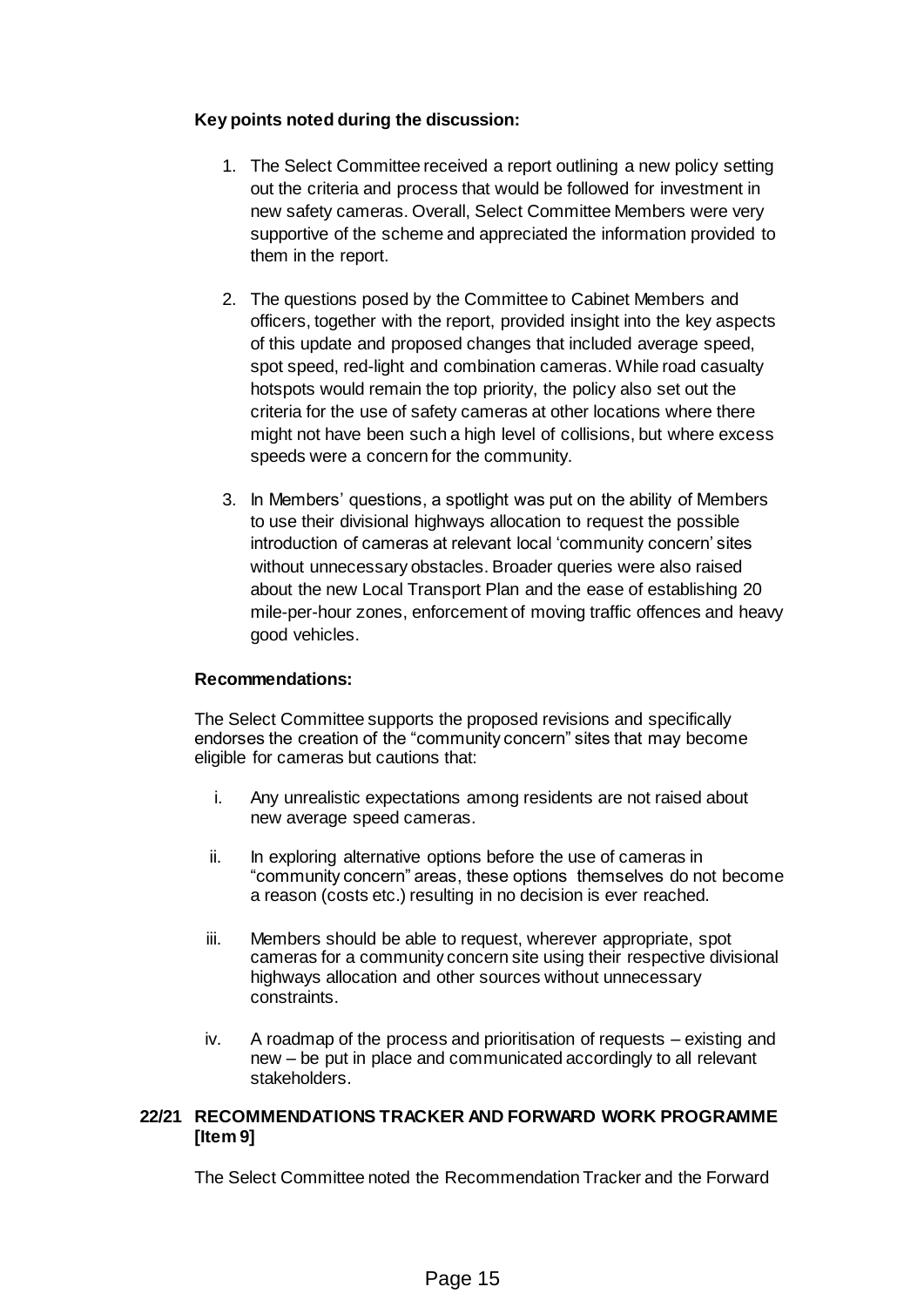**Key points noted during the discussion:**

1. The Select Committee received a report outlining a new policy setting out the criteria and process that would be followed for investment in new safety cameras. Overall, Select Committee Members were very supportive of the scheme and appreciated the information provided to them in the report.

2. The questions posed by the Committee to Cabinet Members and officers, together with the report, provided insight into the key aspects of this update and proposed changes that included average speed, spot speed, red-light and combination cameras. While road casualty hotspots would remain the top priority, the policy also set out the criteria for the use of safety cameras at other locations where there might not have been such a high level of collisions, but where excess speeds were a concern for the community.

3. In Members' questions, a spotlight was put on the ability of Members to use their divisional highways allocation to request the possible introduction of cameras at relevant local 'community concern' sites without unnecessary obstacles. Broader queries were also raised about the new Local Transport Plan and the ease of establishing 20 mile-per-hour zones, enforcement of moving traffic offences and heavy good vehicles.

**Recommendations:**

The Select Committee supports the proposed revisions and specifically endorses the creation of the "community concern" sites that may become eligible for cameras but cautions that:

i. Any unrealistic expectations among residents are not raised about new average speed cameras.

ii. In exploring alternative options before the use of cameras in "community concern" areas, these options themselves do not become a reason (costs etc.) resulting in no decision is ever reached.

iii. Members should be able to request, wherever appropriate, spot cameras for a community concern site using their respective divisional highways allocation and other sources without unnecessary constraints.

iv. A roadmap of the process and prioritisation of requests – existing and new – be put in place and communicated accordingly to all relevant stakeholders.

**22/21 RECOMMENDATIONS TRACKER AND FORWARD WORK PROGRAMME [Item 9]**

The Select Committee noted the Recommendation Tracker and the Forward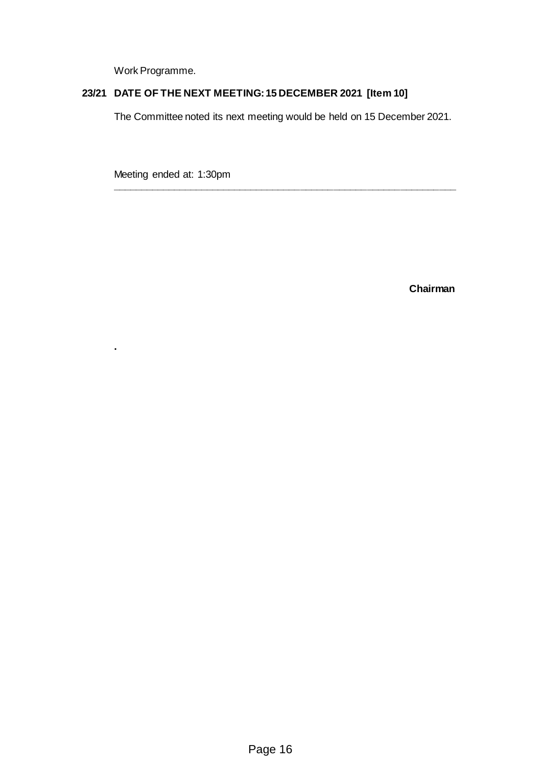Work Programme.

**23/21 DATE OF THE NEXT MEETING: 15 DECEMBER 2021 [Item 10]**

The Committee noted its next meeting would be held on 15 December 2021.

Meeting ended at: 1:30pm

---

**Chairman**

.